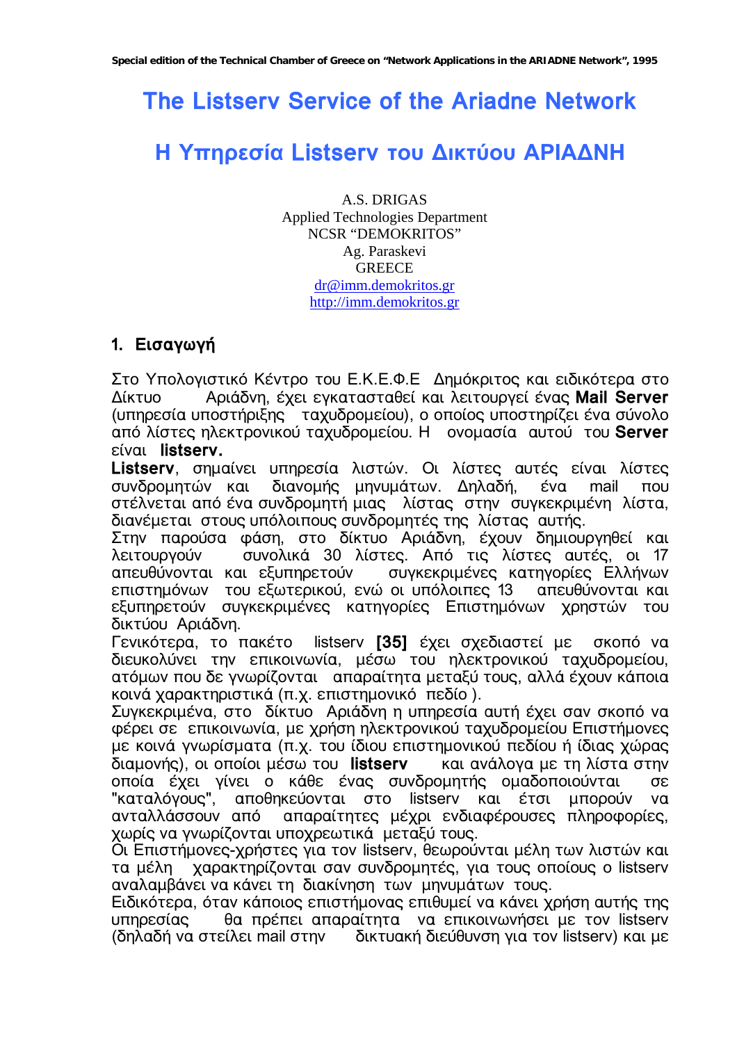Special edition of the Technical Chamber of Greece on "Network Applications in the ARIADNE Network", 1995

# The Listserv Service of the Ariadne Network

# Η Υπηρεσία Listserv του Δικτύου ΑΡΙΑΔΝΗ

A.S. DRIGAS
Applied Technologies Department
NCSR "DEMOKRITOS"
Ag. Paraskevi
GREECE
dr@imm.demokritos.gr
http://imm.demokritos.gr

## 1. Εισαγωγή

Στο Υπολογιστικό Κέντρο του Ε.Κ.Ε.Φ.Ε Δημόκριτος και ειδικότερα στο Δίκτυο Αριάδνη, έχει εγκατασταθεί και λειτουργεί ένας **Mail Server** (υπηρεσία υποστήριξης ταχυδρομείου), ο οποίος υποστηρίζει ένα σύνολο από λίστες ηλεκτρονικού ταχυδρομείου. Η ονομασία αυτού του **Server** είναι **listserv.**

**Listserv**, σημαίνει υπηρεσία λιστών. Οι λίστες αυτές είναι λίστες συνδρομητών και διανομής μηνυμάτων. Δηλαδή, ένα mail που στέλνεται από ένα συνδρομητή μιας λίστας στην συγκεκριμένη λίστα, διανέμεται στους υπόλοιπους συνδρομητές της λίστας αυτής.

Στην παρούσα φάση, στο δίκτυο Αριάδνη, έχουν δημιουργηθεί και λειτουργούν συνολικά 30 λίστες. Από τις λίστες αυτές, οι 17 απευθύνονται και εξυπηρετούν συγκεκριμένες κατηγορίες Ελλήνων επιστημόνων του εξωτερικού, ενώ οι υπόλοιπες 13 απευθύνονται και εξυπηρετούν συγκεκριμένες κατηγορίες Επιστημόνων χρηστών του δικτύου Αριάδνη.

Γενικότερα, το πακέτο listserv **[35]** έχει σχεδιαστεί με σκοπό να διευκολύνει την επικοινωνία, μέσω του ηλεκτρονικού ταχυδρομείου, ατόμων που δε γνωρίζονται απαραίτητα μεταξύ τους, αλλά έχουν κάποια κοινά χαρακτηριστικά (π.χ. επιστημονικό πεδίο ).

Συγκεκριμένα, στο δίκτυο Αριάδνη η υπηρεσία αυτή έχει σαν σκοπό να φέρει σε επικοινωνία, με χρήση ηλεκτρονικού ταχυδρομείου Επιστήμονες με κοινά γνωρίσματα (π.χ. του ίδιου επιστημονικού πεδίου ή ίδιας χώρας διαμονής), οι οποίοι μέσω του **listserv** και ανάλογα με τη λίστα στην οποία έχει γίνει ο κάθε ένας συνδρομητής ομαδοποιούνται σε "καταλόγους", αποθηκεύονται στο listserv και έτσι μπορούν να ανταλλάσσουν από απαραίτητες μέχρι ενδιαφέρουσες πληροφορίες, χωρίς να γνωρίζονται υποχρεωτικά μεταξύ τους.

Οι Επιστήμονες-χρήστες για τον listserv, θεωρούνται μέλη των λιστών και τα μέλη χαρακτηρίζονται σαν συνδρομητές, για τους οποίους ο listserv αναλαμβάνει να κάνει τη διακίνηση των μηνυμάτων τους.

Ειδικότερα, όταν κάποιος επιστήμονας επιθυμεί να κάνει χρήση αυτής της υπηρεσίας θα πρέπει απαραίτητα να επικοινωνήσει με τον listserv (δηλαδή να στείλει mail στην δικτυακή διεύθυνση για τον listserv) και με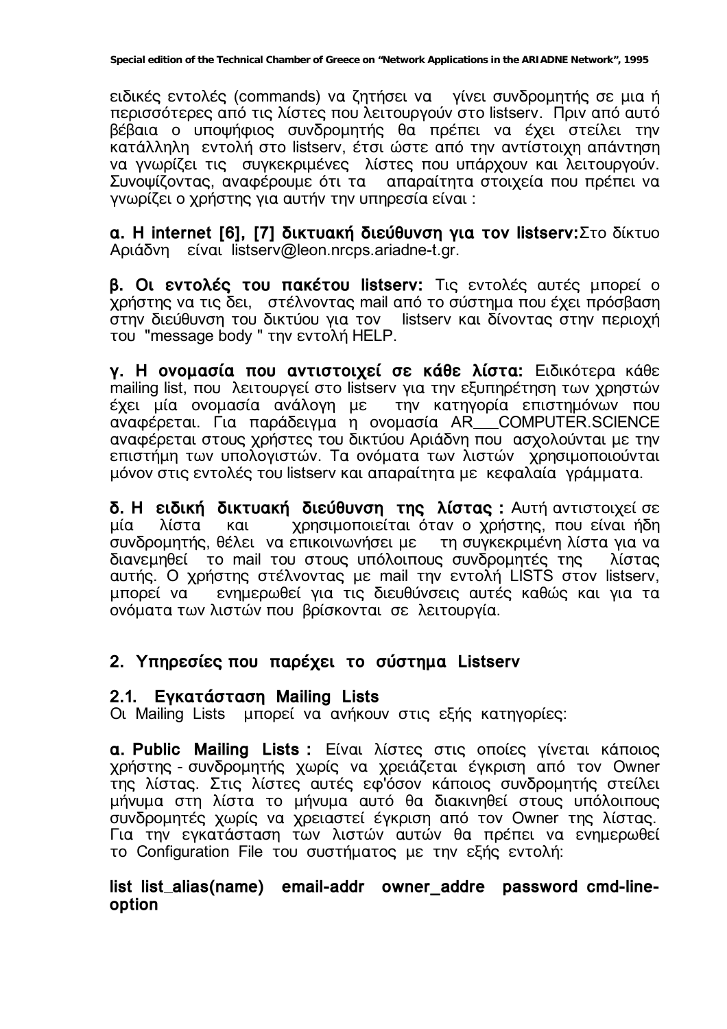ειδικές εντολές (commands) να ζητήσει να γίνει συνδρομητής σε μια ή περισσότερες από τις λίστες που λειτουργούν στο listserv. Πριν από αυτό βέβαια ο υποψήφιος συνδρομητής θα πρέπει να έχει στείλει την κατάλληλη εντολή στο listserv, έτσι ώστε από την αντίστοιχη απάντηση να γνωρίζει τις συγκεκριμένες λίστες που υπάρχουν και λειτουργούν. Συνοψίζοντας, αναφέρουμε ότι τα απαραίτητα στοιχεία που πρέπει να γνωρίζει ο χρήστης για αυτήν την υπηρεσία είναι :

**α. Η internet [6], [7] δικτυακή διεύθυνση για τον listserv:** Στο δίκτυο Αριάδνη είναι listserv@leon.nrcps.ariadne-t.gr.

**β. Οι εντολές του πακέτου listserv:** Τις εντολές αυτές μπορεί ο χρήστης να τις δει, στέλνοντας mail από το σύστημα που έχει πρόσβαση στην διεύθυνση του δικτύου για τον listserv και δίνοντας στην περιοχή του "message body " την εντολή HELP.

**γ. Η ονομασία που αντιστοιχεί σε κάθε λίστα:** Ειδικότερα κάθε mailing list, που λειτουργεί στο listserv για την εξυπηρέτηση των χρηστών έχει μία ονομασία ανάλογη με την κατηγορία επιστημόνων που αναφέρεται. Για παράδειγμα η ονομασία AR___COMPUTER.SCIENCE αναφέρεται στους χρήστες του δικτύου Αριάδνη που ασχολούνται με την επιστήμη των υπολογιστών. Τα ονόματα των λιστών χρησιμοποιούνται μόνον στις εντολές του listserv και απαραίτητα με κεφαλαία γράμματα.

**δ. Η ειδική δικτυακή διεύθυνση της λίστας :** Αυτή αντιστοιχεί σε μία λίστα και χρησιμοποιείται όταν ο χρήστης, που είναι ήδη συνδρομητής, θέλει να επικοινωνήσει με τη συγκεκριμένη λίστα για να διανεμηθεί το mail του στους υπόλοιπους συνδρομητές της λίστας αυτής. Ο χρήστης στέλνοντας με mail την εντολή LISTS στον listserv, μπορεί να ενημερωθεί για τις διευθύνσεις αυτές καθώς και για τα ονόματα των λιστών που βρίσκονται σε λειτουργία.

## 2. Υπηρεσίες που παρέχει το σύστημα Listserv

### 2.1. Εγκατάσταση Mailing Lists

Οι Mailing Lists μπορεί να ανήκουν στις εξής κατηγορίες:

**α. Public Mailing Lists :** Είναι λίστες στις οποίες γίνεται κάποιος χρήστης - συνδρομητής χωρίς να χρειάζεται έγκριση από τον Owner της λίστας. Στις λίστες αυτές εφ'όσον κάποιος συνδρομητής στείλει μήνυμα στη λίστα το μήνυμα αυτό θα διακινηθεί στους υπόλοιπους συνδρομητές χωρίς να χρειαστεί έγκριση από τον Owner της λίστας. Για την εγκατάσταση των λιστών αυτών θα πρέπει να ενημερωθεί το Configuration File του συστήματος με την εξής εντολή:

**list list_alias(name) email-addr owner_addre password cmd-line-option**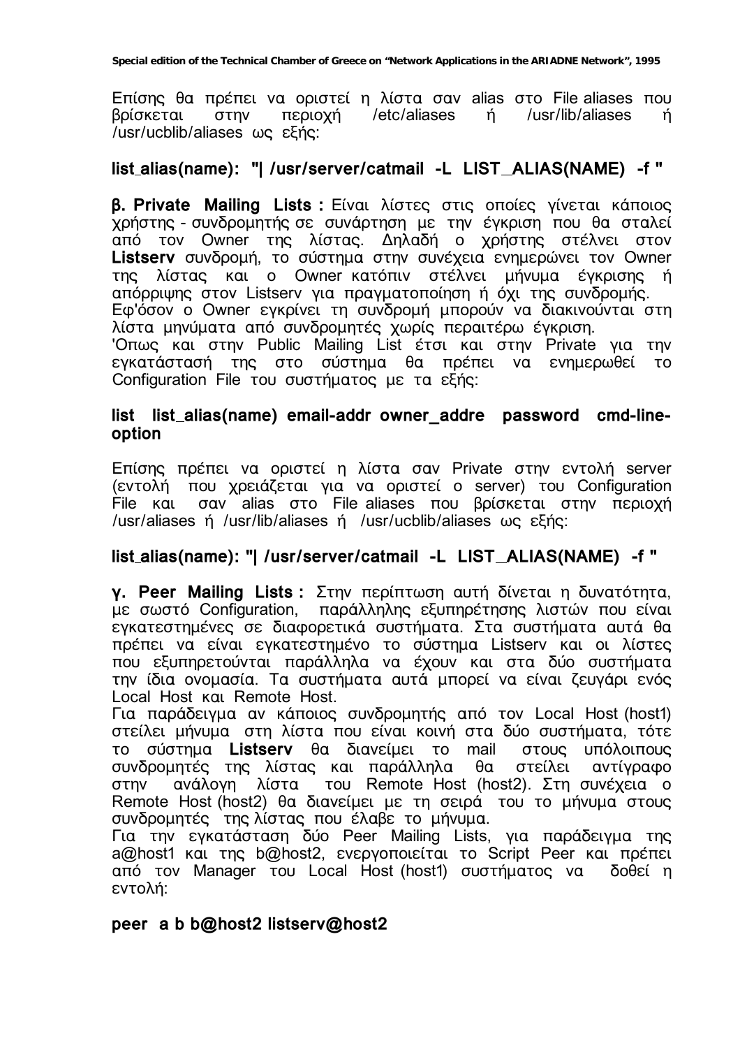Επίσης θα πρέπει να οριστεί η λίστα σαν alias στο File aliases που βρίσκεται στην περιοχή /etc/aliases ή /usr/lib/aliases ή /usr/ucblib/aliases ως εξής:

**list_alias(name): "| /usr/server/catmail -L LIST_ALIAS(NAME) -f "**

**β. Private Mailing Lists :** Είναι λίστες στις οποίες γίνεται κάποιος χρήστης - συνδρομητής σε συνάρτηση με την έγκριση που θα σταλεί από τον Owner της λίστας. Δηλαδή ο χρήστης στέλνει στον **Listserv** συνδρομή, το σύστημα στην συνέχεια ενημερώνει τον Owner της λίστας και ο Owner κατόπιν στέλνει μήνυμα έγκρισης ή απόρριψης στον Listserv για πραγματοποίηση ή όχι της συνδρομής. Εφ'όσον ο Owner εγκρίνει τη συνδρομή μπορούν να διακινούνται στη λίστα μηνύματα από συνδρομητές χωρίς περαιτέρω έγκριση.
'Οπως και στην Public Mailing List έτσι και στην Private για την εγκατάστασή της στο σύστημα θα πρέπει να ενημερωθεί το Configuration File του συστήματος με τα εξής:

**list list_alias(name) email-addr owner_addre password cmd-line-option**

Επίσης πρέπει να οριστεί η λίστα σαν Private στην εντολή server (εντολή που χρειάζεται για να οριστεί ο server) του Configuration File και σαν alias στο File aliases που βρίσκεται στην περιοχή /usr/aliases ή /usr/lib/aliases ή /usr/ucblib/aliases ως εξής:

**list_alias(name): "| /usr/server/catmail -L LIST_ALIAS(NAME) -f "**

**γ. Peer Mailing Lists :** Στην περίπτωση αυτή δίνεται η δυνατότητα, με σωστό Configuration, παράλληλης εξυπηρέτησης λιστών που είναι εγκατεστημένες σε διαφορετικά συστήματα. Στα συστήματα αυτά θα πρέπει να είναι εγκατεστημένο το σύστημα Listserv και οι λίστες που εξυπηρετούνται παράλληλα να έχουν και στα δύο συστήματα την ίδια ονομασία. Τα συστήματα αυτά μπορεί να είναι ζευγάρι ενός Local Host και Remote Host.
Για παράδειγμα αν κάποιος συνδρομητής από τον Local Host (host1) στείλει μήνυμα στη λίστα που είναι κοινή στα δύο συστήματα, τότε το σύστημα **Listserv** θα διανείμει το mail στους υπόλοιπους συνδρομητές της λίστας και παράλληλα θα στείλει αντίγραφο στην ανάλογη λίστα του Remote Host (host2). Στη συνέχεια ο Remote Host (host2) θα διανείμει με τη σειρά του το μήνυμα στους συνδρομητές της λίστας που έλαβε το μήνυμα.
Για την εγκατάσταση δύο Peer Mailing Lists, για παράδειγμα της a@host1 και της b@host2, ενεργοποιείται το Script Peer και πρέπει από τον Manager του Local Host (host1) συστήματος να δοθεί η εντολή:

**peer a b b@host2 listserv@host2**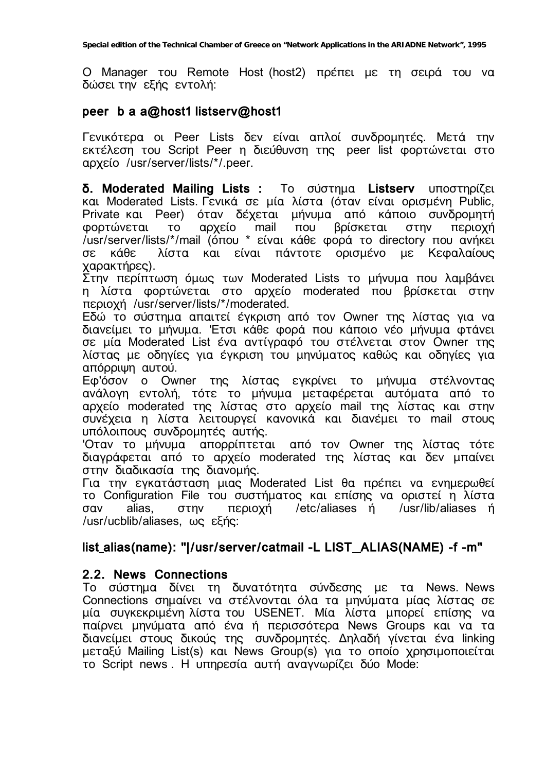Ο Manager του Remote Host (host2) πρέπει με τη σειρά του να δώσει την εξής εντολή:

**peer b a a@host1 listserv@host1**

Γενικότερα οι Peer Lists δεν είναι απλοί συνδρομητές. Μετά την εκτέλεση του Script Peer η διεύθυνση της peer list φορτώνεται στο αρχείο /usr/server/lists/*/.peer.

**δ. Moderated Mailing Lists :** Το σύστημα **Listserv** υποστηρίζει και Moderated Lists. Γενικά σε μία λίστα (όταν είναι ορισμένη Public, Private και Peer) όταν δέχεται μήνυμα από κάποιο συνδρομητή φορτώνεται το αρχείο mail που βρίσκεται στην περιοχή /usr/server/lists/*/mail (όπου * είναι κάθε φορά το directory που ανήκει σε κάθε λίστα και είναι πάντοτε ορισμένο με Κεφαλαίους χαρακτήρες).
Στην περίπτωση όμως των Moderated Lists το μήνυμα που λαμβάνει η λίστα φορτώνεται στο αρχείο moderated που βρίσκεται στην περιοχή /usr/server/lists/*/moderated.
Εδώ το σύστημα απαιτεί έγκριση από τον Owner της λίστας για να διανείμει το μήνυμα. 'Ετσι κάθε φορά που κάποιο νέο μήνυμα φτάνει σε μία Moderated List ένα αντίγραφό του στέλνεται στον Owner της λίστας με οδηγίες για έγκριση του μηνύματος καθώς και οδηγίες για απόρριψη αυτού.
Εφ'όσον ο Owner της λίστας εγκρίνει το μήνυμα στέλνοντας ανάλογη εντολή, τότε το μήνυμα μεταφέρεται αυτόματα από το αρχείο moderated της λίστας στο αρχείο mail της λίστας και στην συνέχεια η λίστα λειτουργεί κανονικά και διανέμει το mail στους υπόλοιπους συνδρομητές αυτής.
'Οταν το μήνυμα απορρίπτεται από τον Owner της λίστας τότε διαγράφεται από το αρχείο moderated της λίστας και δεν μπαίνει στην διαδικασία της διανομής.
Για την εγκατάσταση μιας Moderated List θα πρέπει να ενημερωθεί το Configuration File του συστήματος και επίσης να οριστεί η λίστα σαν alias, στην περιοχή /etc/aliases ή /usr/lib/aliases ή /usr/ucblib/aliases, ως εξής:

**list_alias(name): "|/usr/server/catmail -L LIST_ALIAS(NAME) -f -m"**

## 2.2. News Connections

Το σύστημα δίνει τη δυνατότητα σύνδεσης με τα News. News Connections σημαίνει να στέλνονται όλα τα μηνύματα μίας λίστας σε μία συγκεκριμένη λίστα του USENET. Μία λίστα μπορεί επίσης να παίρνει μηνύματα από ένα ή περισσότερα News Groups και να τα διανείμει στους δικούς της συνδρομητές. Δηλαδή γίνεται ένα linking μεταξύ Mailing List(s) και News Group(s) για το οποίο χρησιμοποιείται το Script news . Η υπηρεσία αυτή αναγνωρίζει δύο Mode: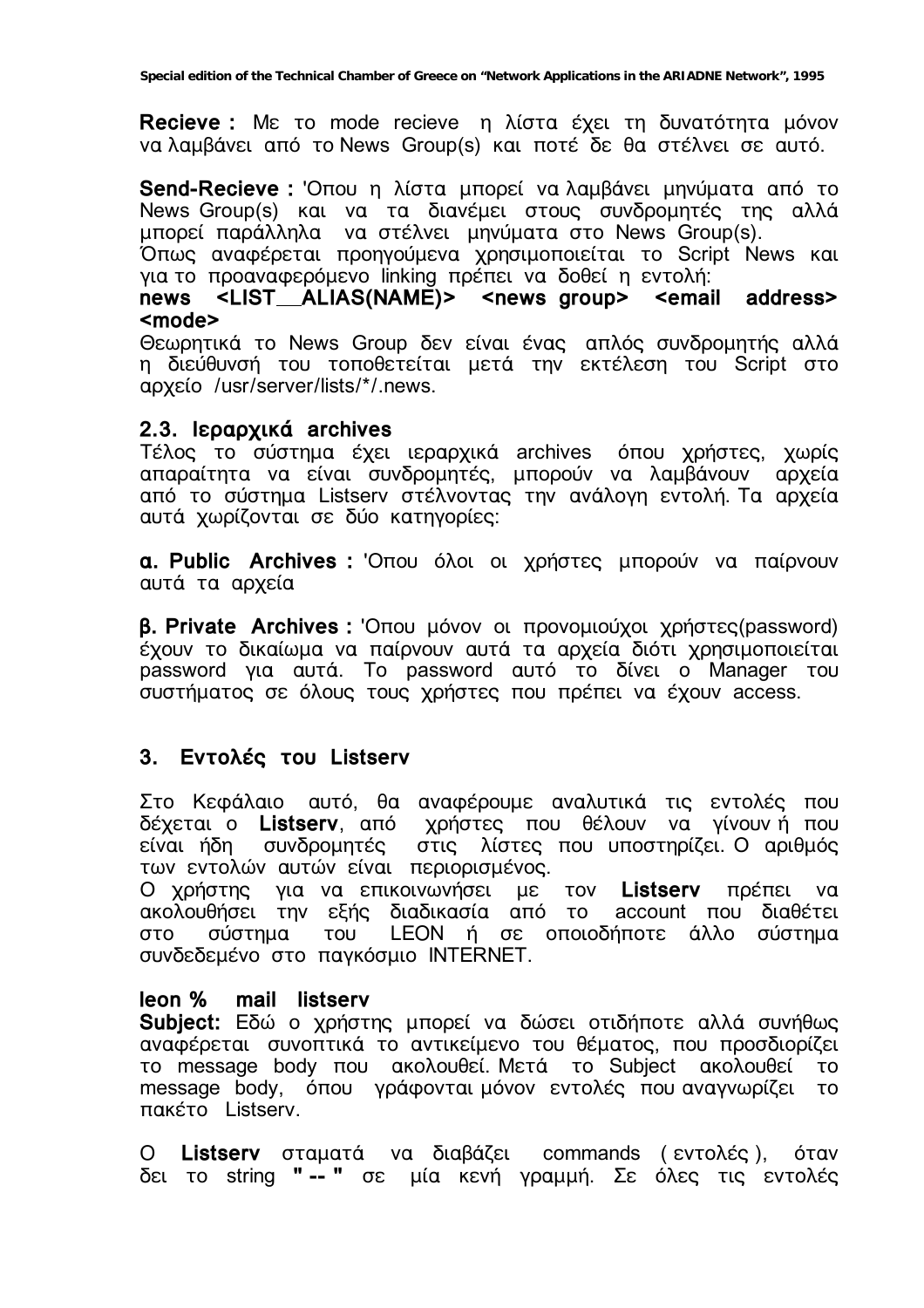**Recieve :** Με το mode recieve η λίστα έχει τη δυνατότητα μόνον να λαμβάνει από το News Group(s) και ποτέ δε θα στέλνει σε αυτό.

**Send-Recieve :** 'Οπου η λίστα μπορεί να λαμβάνει μηνύματα από το News Group(s) και να τα διανέμει στους συνδρομητές της αλλά μπορεί παράλληλα να στέλνει μηνύματα στο News Group(s).
Όπως αναφέρεται προηγούμενα χρησιμοποιείται το Script News και για το προαναφερόμενο linking πρέπει να δοθεί η εντολή:
**news <LIST__ALIAS(NAME)> <news group> <email address> <mode>**
Θεωρητικά το News Group δεν είναι ένας απλός συνδρομητής αλλά η διεύθυνσή του τοποθετείται μετά την εκτέλεση του Script στο αρχείο /usr/server/lists/*/.news.

### 2.3. Ιεραρχικά archives

Τέλος το σύστημα έχει ιεραρχικά archives όπου χρήστες, χωρίς απαραίτητα να είναι συνδρομητές, μπορούν να λαμβάνουν αρχεία από το σύστημα Listserv στέλνοντας την ανάλογη εντολή. Τα αρχεία αυτά χωρίζονται σε δύο κατηγορίες:

**α. Public Archives :** 'Οπου όλοι οι χρήστες μπορούν να παίρνουν αυτά τα αρχεία

**β. Private Archives :** 'Οπου μόνον οι προνομιούχοι χρήστες(password) έχουν το δικαίωμα να παίρνουν αυτά τα αρχεία διότι χρησιμοποιείται password για αυτά. Το password αυτό το δίνει ο Manager του συστήματος σε όλους τους χρήστες που πρέπει να έχουν access.

## 3. Εντολές του Listserv

Στο Κεφάλαιο αυτό, θα αναφέρουμε αναλυτικά τις εντολές που δέχεται ο **Listserv**, από χρήστες που θέλουν να γίνουν ή που είναι ήδη συνδρομητές στις λίστες που υποστηρίζει. Ο αριθμός των εντολών αυτών είναι περιορισμένος.
Ο χρήστης για να επικοινωνήσει με τον **Listserv** πρέπει να ακολουθήσει την εξής διαδικασία από το account που διαθέτει στο σύστημα του LEON ή σε οποιοδήποτε άλλο σύστημα συνδεδεμένο στο παγκόσμιο INTERNET.

**leon % mail listserv**
**Subject:** Εδώ ο χρήστης μπορεί να δώσει οτιδήποτε αλλά συνήθως αναφέρεται συνοπτικά το αντικείμενο του θέματος, που προσδιορίζει το message body που ακολουθεί. Μετά το Subject ακολουθεί το message body, όπου γράφονται μόνον εντολές που αναγνωρίζει το πακέτο Listserv.

Ο **Listserv** σταματά να διαβάζει commands ( εντολές ), όταν δει το string **" -- "** σε μία κενή γραμμή. Σε όλες τις εντολές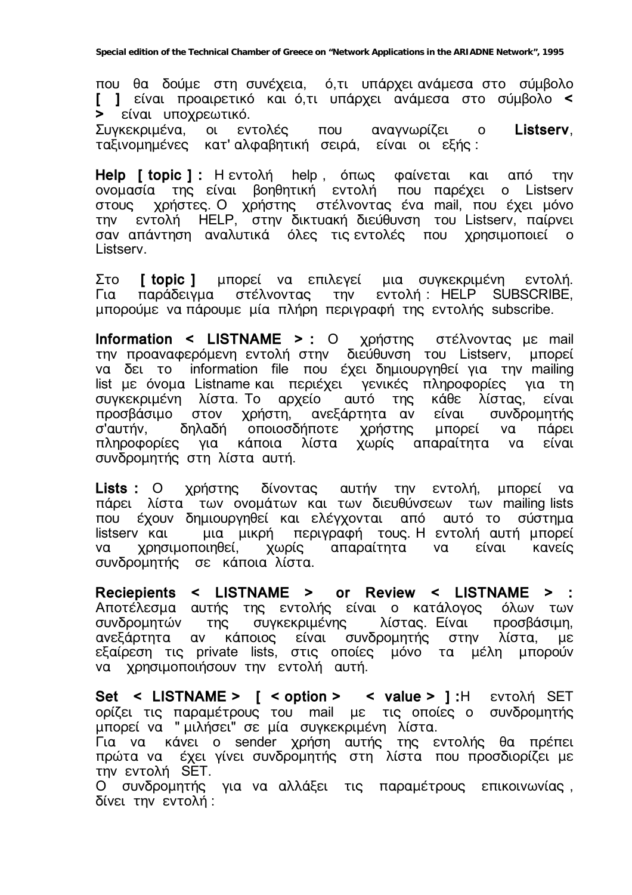που θα δούμε στη συνέχεια, ό,τι υπάρχει ανάμεσα στο σύμβολο **[ ]** είναι προαιρετικό και ό,τι υπάρχει ανάμεσα στο σύμβολο **< >** είναι υποχρεωτικό.
Συγκεκριμένα, οι εντολές που αναγνωρίζει ο **Listserv**, ταξινομημένες κατ' αλφαβητική σειρά, είναι οι εξής :

**Help [ topic ] :** Η εντολή help , όπως φαίνεται και από την ονομασία της είναι βοηθητική εντολή που παρέχει ο Listserv στους χρήστες. Ο χρήστης στέλνοντας ένα mail, που έχει μόνο την εντολή HELP, στην δικτυακή διεύθυνση του Listserv, παίρνει σαν απάντηση αναλυτικά όλες τις εντολές που χρησιμοποιεί ο Listserv.

Στο **[ topic ]** μπορεί να επιλεγεί μια συγκεκριμένη εντολή. Για παράδειγμα στέλνοντας την εντολή : HELP SUBSCRIBE, μπορούμε να πάρουμε μία πλήρη περιγραφή της εντολής subscribe.

**Information < LISTNAME > :** Ο χρήστης στέλνοντας με mail την προαναφερόμενη εντολή στην διεύθυνση του Listserv, μπορεί να δει το information file που έχει δημιουργηθεί για την mailing list με όνομα Listname και περιέχει γενικές πληροφορίες για τη συγκεκριμένη λίστα. Το αρχείο αυτό της κάθε λίστας, είναι προσβάσιμο στον χρήστη, ανεξάρτητα αν είναι συνδρομητής σ'αυτήν, δηλαδή οποιοσδήποτε χρήστης μπορεί να πάρει πληροφορίες για κάποια λίστα χωρίς απαραίτητα να είναι συνδρομητής στη λίστα αυτή.

**Lists :** Ο χρήστης δίνοντας αυτήν την εντολή, μπορεί να πάρει λίστα των ονομάτων και των διευθύνσεων των mailing lists που έχουν δημιουργηθεί και ελέγχονται από αυτό το σύστημα listserv και μια μικρή περιγραφή τους. Η εντολή αυτή μπορεί να χρησιμοποιηθεί, χωρίς απαραίτητα να είναι κανείς συνδρομητής σε κάποια λίστα.

**Reciepients < LISTNAME > or Review < LISTNAME > :** Αποτέλεσμα αυτής της εντολής είναι ο κατάλογος όλων των συνδρομητών της συγκεκριμένης λίστας. Είναι προσβάσιμη, ανεξάρτητα αν κάποιος είναι συνδρομητής στην λίστα, με εξαίρεση τις private lists, στις οποίες μόνο τα μέλη μπορούν να χρησιμοποιήσουν την εντολή αυτή.

**Set < LISTNAME > [ < option > < value > ] :**Η εντολή SET ορίζει τις παραμέτρους του mail με τις οποίες ο συνδρομητής μπορεί να " μιλήσει" σε μία συγκεκριμένη λίστα.
Για να κάνει ο sender χρήση αυτής της εντολής θα πρέπει πρώτα να έχει γίνει συνδρομητής στη λίστα που προσδιορίζει με την εντολή SET.
Ο συνδρομητής για να αλλάξει τις παραμέτρους επικοινωνίας , δίνει την εντολή :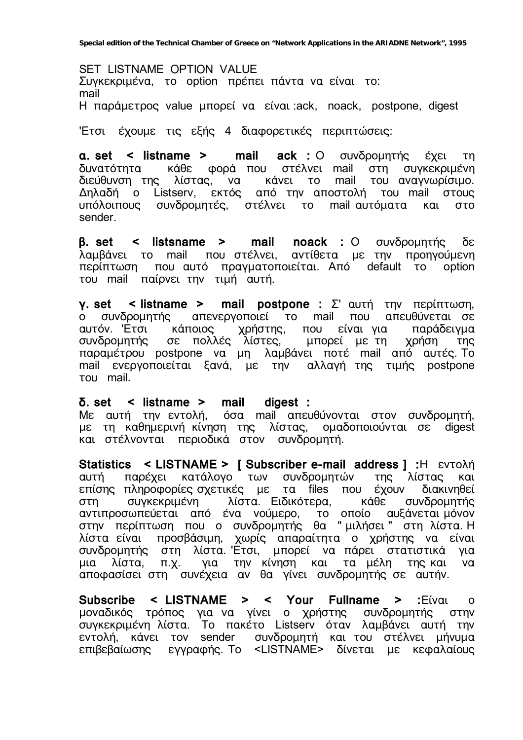SET LISTNAME OPTION VALUE
Συγκεκριμένα, το option πρέπει πάντα να είναι το:
mail
Η παράμετρος value μπορεί να είναι :ack, noack, postpone, digest

'Ετσι έχουμε τις εξής 4 διαφορετικές περιπτώσεις:

**α. set < listname > mail ack :** O συνδρομητής έχει τη δυνατότητα κάθε φορά που στέλνει mail στη συγκεκριμένη διεύθυνση της λίστας, να κάνει το mail του αναγνωρίσιμο. Δηλαδή ο Listserv, εκτός από την αποστολή του mail στους υπόλοιπους συνδρομητές, στέλνει το mail αυτόματα και στο sender.

**β. set < listsname > mail noack :** O συνδρομητής δε λαμβάνει το mail που στέλνει, αντίθετα με την προηγούμενη περίπτωση που αυτό πραγματοποιείται. Από default το option του mail παίρνει την τιμή αυτή.

**γ. set < listname > mail postpone :** Σ' αυτή την περίπτωση, ο συνδρομητής απενεργοποιεί το mail που απευθύνεται σε αυτόν. 'Ετσι κάποιος χρήστης, που είναι για παράδειγμα συνδρομητής σε πολλές λίστες, μπορεί με τη χρήση της παραμέτρου postpone να μη λαμβάνει ποτέ mail από αυτές. Το mail ενεργοποιείται ξανά, με την αλλαγή της τιμής postpone του mail.

**δ. set < listname > mail digest :**
Με αυτή την εντολή, όσα mail απευθύνονται στον συνδρομητή, με τη καθημερινή κίνηση της λίστας, ομαδοποιούνται σε digest και στέλνονται περιοδικά στον συνδρομητή.

**Statistics < LISTNAME > [ Subscriber e-mail address ] :**Η εντολή αυτή παρέχει κατάλογο των συνδρομητών της λίστας και επίσης πληροφορίες σχετικές με τα files που έχουν διακινηθεί στη συγκεκριμένη λίστα. Ειδικότερα, κάθε συνδρομητής αντιπροσωπεύεται από ένα νούμερο, το οποίο αυξάνεται μόνον στην περίπτωση που ο συνδρομητής θα " μιλήσει " στη λίστα. Η λίστα είναι προσβάσιμη, χωρίς απαραίτητα ο χρήστης να είναι συνδρομητής στη λίστα. 'Ετσι, μπορεί να πάρει στατιστικά για μια λίστα, π.χ. για την κίνηση και τα μέλη της και να αποφασίσει στη συνέχεια αν θα γίνει συνδρομητής σε αυτήν.

**Subscribe < LISTNAME > < Your Fullname > :**Είναι ο μοναδικός τρόπος για να γίνει ο χρήστης συνδρομητής στην συγκεκριμένη λίστα. Το πακέτο Listserv όταν λαμβάνει αυτή την εντολή, κάνει τον sender συνδρομητή και του στέλνει μήνυμα επιβεβαίωσης εγγραφής. Το <LISTNAME> δίνεται με κεφαλαίους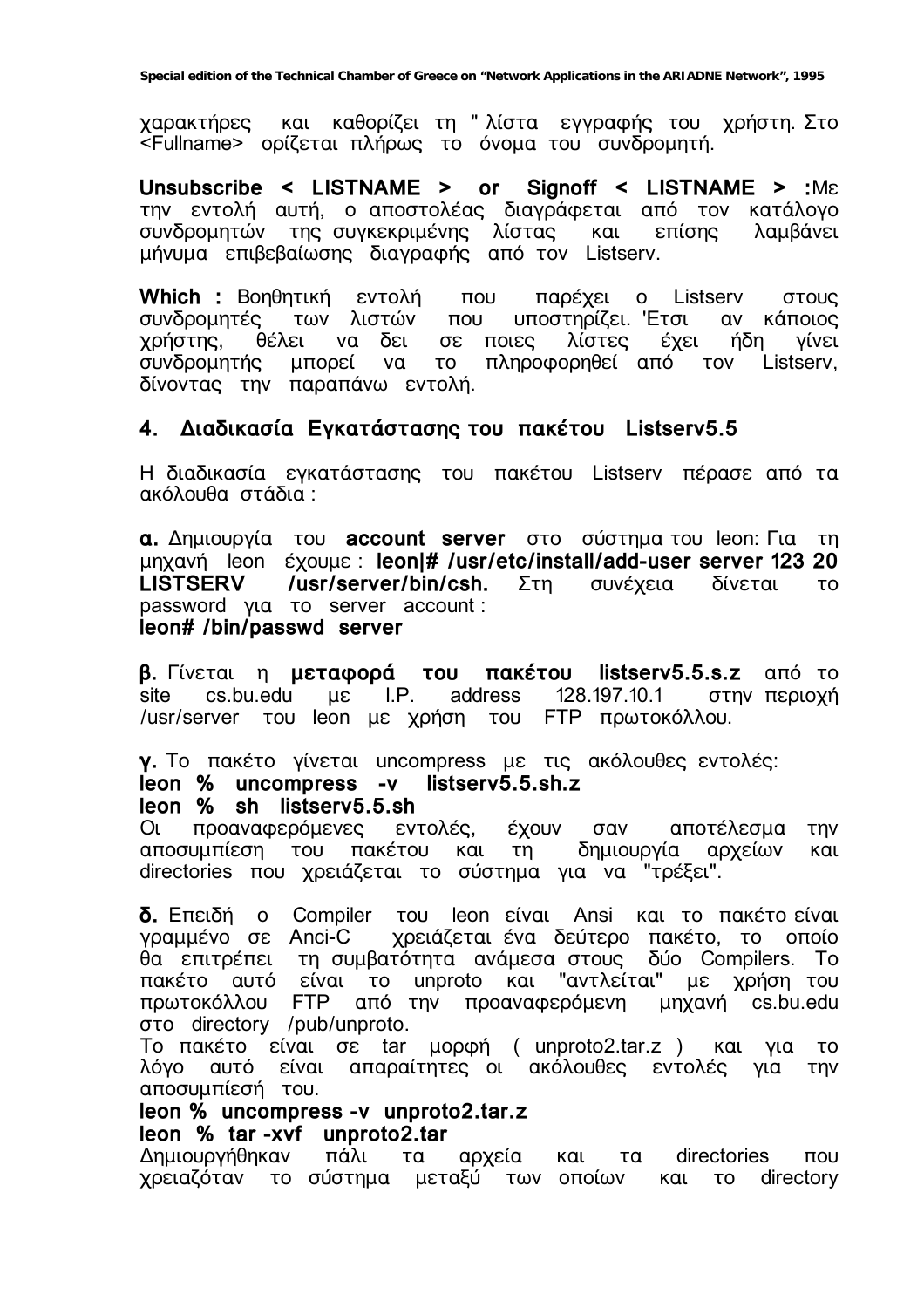χαρακτήρες και καθορίζει τη " λίστα εγγραφής του χρήστη. Στο <Fullname> ορίζεται πλήρως το όνομα του συνδρομητή.

**Unsubscribe < LISTNAME > or Signoff < LISTNAME > :** Με την εντολή αυτή, ο αποστολέας διαγράφεται από τον κατάλογο συνδρομητών της συγκεκριμένης λίστας και επίσης λαμβάνει μήνυμα επιβεβαίωσης διαγραφής από τον Listserv.

**Which :** Βοηθητική εντολή που παρέχει ο Listserv στους συνδρομητές των λιστών που υποστηρίζει. 'Ετσι αν κάποιος χρήστης, θέλει να δει σε ποιες λίστες έχει ήδη γίνει συνδρομητής μπορεί να το πληροφορηθεί από τον Listserv, δίνοντας την παραπάνω εντολή.

## 4. Διαδικασία Εγκατάστασης του πακέτου Listserv5.5

Η διαδικασία εγκατάστασης του πακέτου Listserv πέρασε από τα ακόλουθα στάδια :

**α.** Δημιουργία του **account server** στο σύστημα του leon: Για τη μηχανή leon έχουμε : **leon|# /usr/etc/install/add-user server 123 20 LISTSERV /usr/server/bin/csh.** Στη συνέχεια δίνεται το password για το server account :
**leon# /bin/passwd server**

**β.** Γίνεται η **μεταφορά του πακέτου listserv5.5.s.z** από το site cs.bu.edu με I.P. address 128.197.10.1 στην περιοχή /usr/server του leon με χρήση του FTP πρωτοκόλλου.

**γ.** Το πακέτο γίνεται uncompress με τις ακόλουθες εντολές:
**leon % uncompress -v listserv5.5.sh.z**
**leon % sh listserv5.5.sh**
Οι προαναφερόμενες εντολές, έχουν σαν αποτέλεσμα την αποσυμπίεση του πακέτου και τη δημιουργία αρχείων και directories που χρειάζεται το σύστημα για να "τρέξει".

**δ.** Επειδή ο Compiler του leon είναι Ansi και το πακέτο είναι γραμμένο σε Anci-C χρειάζεται ένα δεύτερο πακέτο, το οποίο θα επιτρέπει τη συμβατότητα ανάμεσα στους δύο Compilers. Το πακέτο αυτό είναι το unproto και "αντλείται" με χρήση του πρωτοκόλλου FTP από την προαναφερόμενη μηχανή cs.bu.edu στο directory /pub/unproto.
Το πακέτο είναι σε tar μορφή ( unproto2.tar.z ) και για το λόγο αυτό είναι απαραίτητες οι ακόλουθες εντολές για την αποσυμπίεσή του.
**leon % uncompress -v unproto2.tar.z**
**leon % tar -xvf unproto2.tar**
Δημιουργήθηκαν πάλι τα αρχεία και τα directories που χρειαζόταν το σύστημα μεταξύ των οποίων και το directory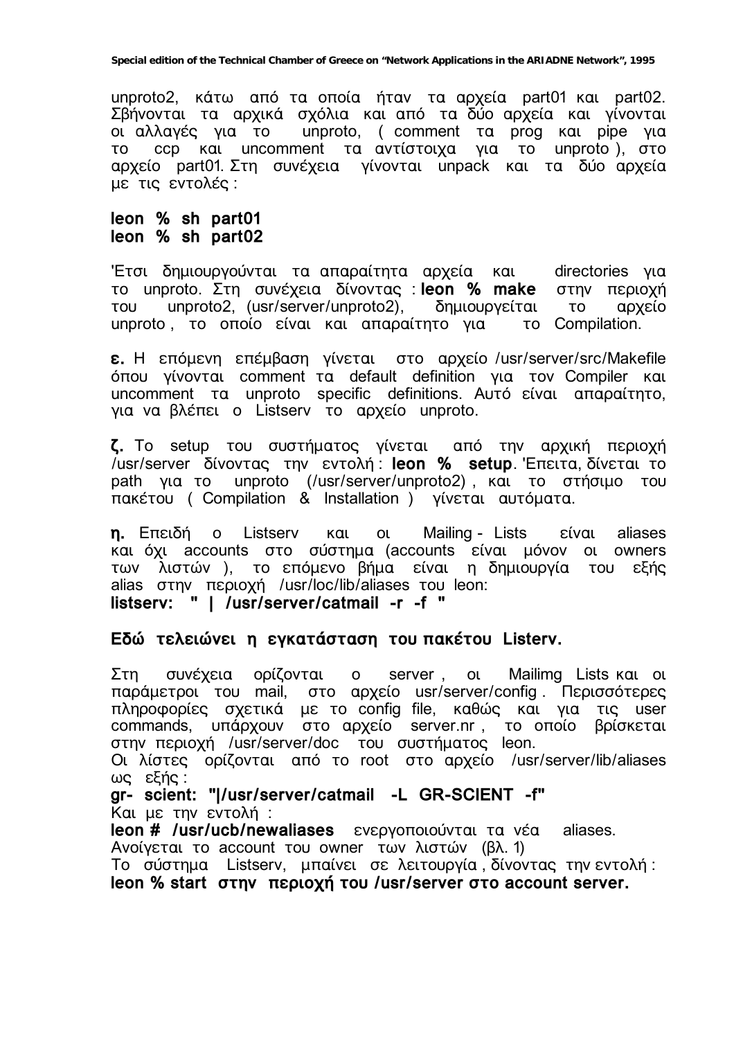unproto2, κάτω από τα οποία ήταν τα αρχεία part01 και part02. Σβήνονται τα αρχικά σχόλια και από τα δύο αρχεία και γίνονται οι αλλαγές για το unproto, ( comment τα prog και pipe για το ccp και uncomment τα αντίστοιχα για το unproto ), στο αρχείο part01. Στη συνέχεια γίνονται unpack και τα δύο αρχεία με τις εντολές :

**leon % sh part01**
**leon % sh part02**

'Ετσι δημιουργούνται τα απαραίτητα αρχεία και directories για το unproto. Στη συνέχεια δίνοντας : **leon % make** στην περιοχή του unproto2, (usr/server/unproto2), δημιουργείται το αρχείο unproto , το οποίο είναι και απαραίτητο για το Compilation.

**ε.** Η επόμενη επέμβαση γίνεται στο αρχείο /usr/server/src/Makefile όπου γίνονται comment τα default definition για τον Compiler και uncomment τα unproto specific definitions. Αυτό είναι απαραίτητο, για να βλέπει ο Listserv το αρχείο unproto.

**ζ.** Το setup του συστήματος γίνεται από την αρχική περιοχή /usr/server δίνοντας την εντολή : **leon % setup**. 'Επειτα, δίνεται το path για το unproto (/usr/server/unproto2) , και το στήσιμο του πακέτου ( Compilation & Installation ) γίνεται αυτόματα.

**η.** Επειδή ο Listserv και οι Mailing - Lists είναι aliases και όχι accounts στο σύστημα (accounts είναι μόνον οι owners των λιστών ), το επόμενο βήμα είναι η δημιουργία του εξής alias στην περιοχή /usr/loc/lib/aliases του leon:
**listserv: " | /usr/server/catmail -r -f "**

**Εδώ τελειώνει η εγκατάσταση του πακέτου Listerv.**

Στη συνέχεια ορίζονται ο server , οι Mailimg Lists και οι παράμετροι του mail, στο αρχείο usr/server/config . Περισσότερες πληροφορίες σχετικά με το config file, καθώς και για τις user commands, υπάρχουν στο αρχείο server.nr , το οποίο βρίσκεται στην περιοχή /usr/server/doc του συστήματος leon.
Οι λίστες ορίζονται από το root στο αρχείο /usr/server/lib/aliases ως εξής :
**gr- scient: "|/usr/server/catmail -L GR-SCIENT -f"**
Και με την εντολή :
**leon # /usr/ucb/newaliases** ενεργοποιούνται τα νέα aliases.
Ανοίγεται το account του owner των λιστών (βλ. 1)
Το σύστημα Listserv, μπαίνει σε λειτουργία , δίνοντας την εντολή :
**leon % start στην περιοχή του /usr/server στο account server.**